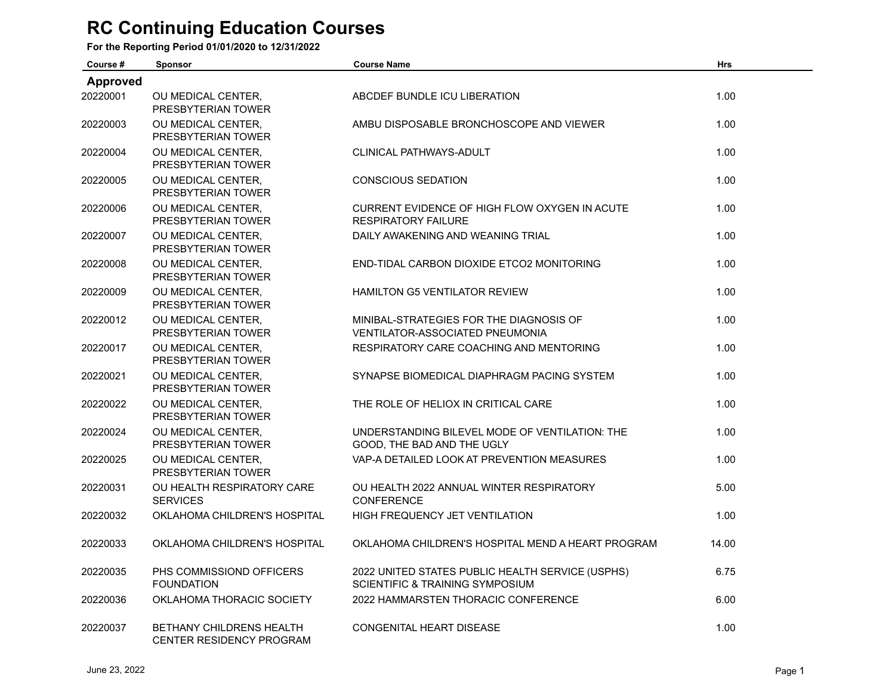# RC Continuing Education Courses

**For the Reporting Period 01/01/2020 to 12/31/2022**

| Course # | Sponsor | Course Name | Hrs |
|---|---|---|---|
| **Approved** | | | |
| 20220001 | OU MEDICAL CENTER, PRESBYTERIAN TOWER | ABCDEF BUNDLE ICU LIBERATION | 1.00 |
| 20220003 | OU MEDICAL CENTER, PRESBYTERIAN TOWER | AMBU DISPOSABLE BRONCHOSCOPE AND VIEWER | 1.00 |
| 20220004 | OU MEDICAL CENTER, PRESBYTERIAN TOWER | CLINICAL PATHWAYS-ADULT | 1.00 |
| 20220005 | OU MEDICAL CENTER, PRESBYTERIAN TOWER | CONSCIOUS SEDATION | 1.00 |
| 20220006 | OU MEDICAL CENTER, PRESBYTERIAN TOWER | CURRENT EVIDENCE OF HIGH FLOW OXYGEN IN ACUTE RESPIRATORY FAILURE | 1.00 |
| 20220007 | OU MEDICAL CENTER, PRESBYTERIAN TOWER | DAILY AWAKENING AND WEANING TRIAL | 1.00 |
| 20220008 | OU MEDICAL CENTER, PRESBYTERIAN TOWER | END-TIDAL CARBON DIOXIDE ETCO2 MONITORING | 1.00 |
| 20220009 | OU MEDICAL CENTER, PRESBYTERIAN TOWER | HAMILTON G5 VENTILATOR REVIEW | 1.00 |
| 20220012 | OU MEDICAL CENTER, PRESBYTERIAN TOWER | MINIBAL-STRATEGIES FOR THE DIAGNOSIS OF VENTILATOR-ASSOCIATED PNEUMONIA | 1.00 |
| 20220017 | OU MEDICAL CENTER, PRESBYTERIAN TOWER | RESPIRATORY CARE COACHING AND MENTORING | 1.00 |
| 20220021 | OU MEDICAL CENTER, PRESBYTERIAN TOWER | SYNAPSE BIOMEDICAL DIAPHRAGM PACING SYSTEM | 1.00 |
| 20220022 | OU MEDICAL CENTER, PRESBYTERIAN TOWER | THE ROLE OF HELIOX IN CRITICAL CARE | 1.00 |
| 20220024 | OU MEDICAL CENTER, PRESBYTERIAN TOWER | UNDERSTANDING BILEVEL MODE OF VENTILATION: THE GOOD, THE BAD AND THE UGLY | 1.00 |
| 20220025 | OU MEDICAL CENTER, PRESBYTERIAN TOWER | VAP-A DETAILED LOOK AT PREVENTION MEASURES | 1.00 |
| 20220031 | OU HEALTH RESPIRATORY CARE SERVICES | OU HEALTH 2022 ANNUAL WINTER RESPIRATORY CONFERENCE | 5.00 |
| 20220032 | OKLAHOMA CHILDREN'S HOSPITAL | HIGH FREQUENCY JET VENTILATION | 1.00 |
| 20220033 | OKLAHOMA CHILDREN'S HOSPITAL | OKLAHOMA CHILDREN'S HOSPITAL MEND A HEART PROGRAM | 14.00 |
| 20220035 | PHS COMMISSIOND OFFICERS FOUNDATION | 2022 UNITED STATES PUBLIC HEALTH SERVICE (USPHS) SCIENTIFIC & TRAINING SYMPOSIUM | 6.75 |
| 20220036 | OKLAHOMA THORACIC SOCIETY | 2022 HAMMARSTEN THORACIC CONFERENCE | 6.00 |
| 20220037 | BETHANY CHILDRENS HEALTH CENTER RESIDENCY PROGRAM | CONGENITAL HEART DISEASE | 1.00 |

June 23, 2022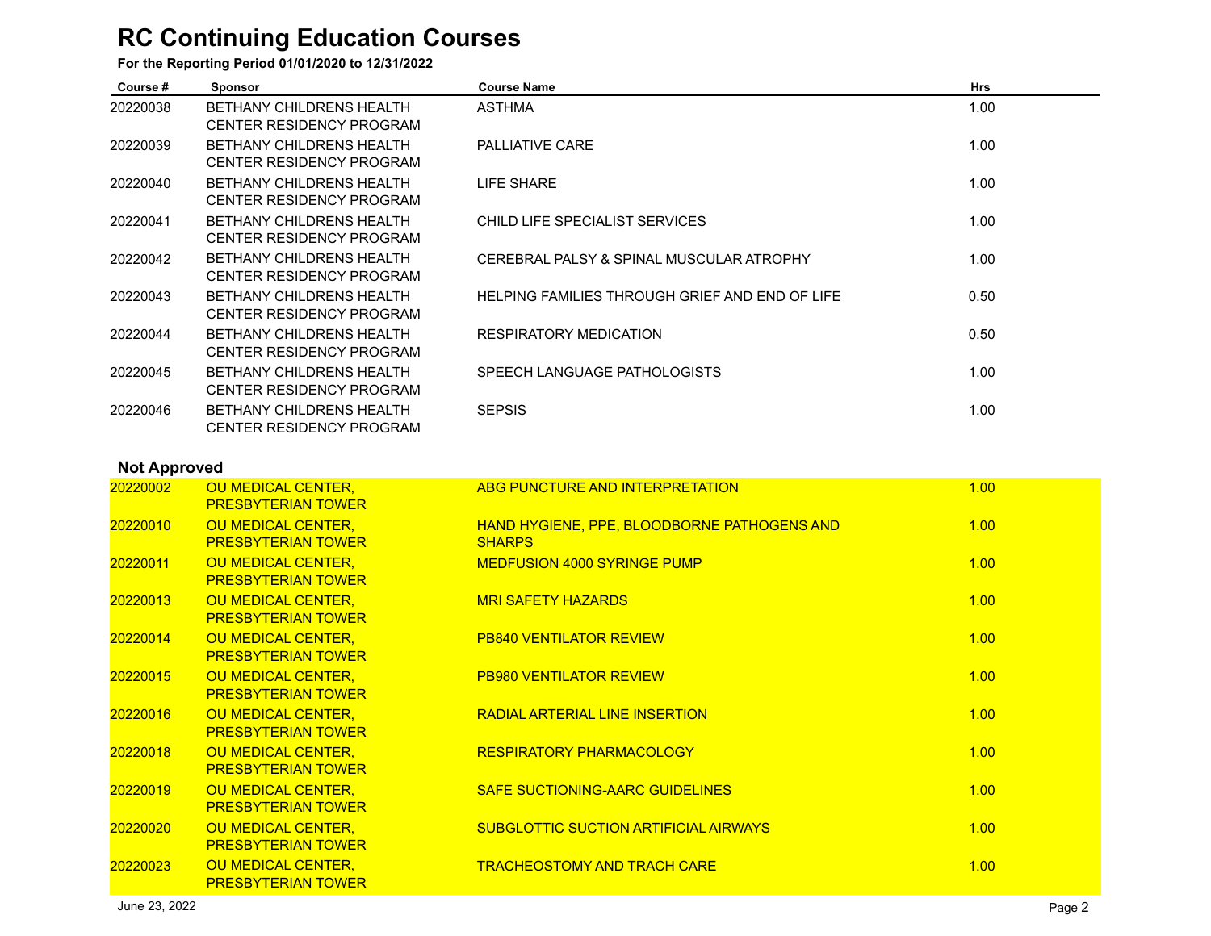# RC Continuing Education Courses

**For the Reporting Period 01/01/2020 to 12/31/2022**

| Course # | Sponsor | Course Name | Hrs |
|---|---|---|---|
| 20220038 | BETHANY CHILDRENS HEALTH CENTER RESIDENCY PROGRAM | ASTHMA | 1.00 |
| 20220039 | BETHANY CHILDRENS HEALTH CENTER RESIDENCY PROGRAM | PALLIATIVE CARE | 1.00 |
| 20220040 | BETHANY CHILDRENS HEALTH CENTER RESIDENCY PROGRAM | LIFE SHARE | 1.00 |
| 20220041 | BETHANY CHILDRENS HEALTH CENTER RESIDENCY PROGRAM | CHILD LIFE SPECIALIST SERVICES | 1.00 |
| 20220042 | BETHANY CHILDRENS HEALTH CENTER RESIDENCY PROGRAM | CEREBRAL PALSY & SPINAL MUSCULAR ATROPHY | 1.00 |
| 20220043 | BETHANY CHILDRENS HEALTH CENTER RESIDENCY PROGRAM | HELPING FAMILIES THROUGH GRIEF AND END OF LIFE | 0.50 |
| 20220044 | BETHANY CHILDRENS HEALTH CENTER RESIDENCY PROGRAM | RESPIRATORY MEDICATION | 0.50 |
| 20220045 | BETHANY CHILDRENS HEALTH CENTER RESIDENCY PROGRAM | SPEECH LANGUAGE PATHOLOGISTS | 1.00 |
| 20220046 | BETHANY CHILDRENS HEALTH CENTER RESIDENCY PROGRAM | SEPSIS | 1.00 |

## Not Approved

| Course # | Sponsor | Course Name | Hrs |
|---|---|---|---|
| 20220002 | OU MEDICAL CENTER, PRESBYTERIAN TOWER | ABG PUNCTURE AND INTERPRETATION | 1.00 |
| 20220010 | OU MEDICAL CENTER, PRESBYTERIAN TOWER | HAND HYGIENE, PPE, BLOODBORNE PATHOGENS AND SHARPS | 1.00 |
| 20220011 | OU MEDICAL CENTER, PRESBYTERIAN TOWER | MEDFUSION 4000 SYRINGE PUMP | 1.00 |
| 20220013 | OU MEDICAL CENTER, PRESBYTERIAN TOWER | MRI SAFETY HAZARDS | 1.00 |
| 20220014 | OU MEDICAL CENTER, PRESBYTERIAN TOWER | PB840 VENTILATOR REVIEW | 1.00 |
| 20220015 | OU MEDICAL CENTER, PRESBYTERIAN TOWER | PB980 VENTILATOR REVIEW | 1.00 |
| 20220016 | OU MEDICAL CENTER, PRESBYTERIAN TOWER | RADIAL ARTERIAL LINE INSERTION | 1.00 |
| 20220018 | OU MEDICAL CENTER, PRESBYTERIAN TOWER | RESPIRATORY PHARMACOLOGY | 1.00 |
| 20220019 | OU MEDICAL CENTER, PRESBYTERIAN TOWER | SAFE SUCTIONING-AARC GUIDELINES | 1.00 |
| 20220020 | OU MEDICAL CENTER, PRESBYTERIAN TOWER | SUBGLOTTIC SUCTION ARTIFICIAL AIRWAYS | 1.00 |
| 20220023 | OU MEDICAL CENTER, PRESBYTERIAN TOWER | TRACHEOSTOMY AND TRACH CARE | 1.00 |

June 23, 2022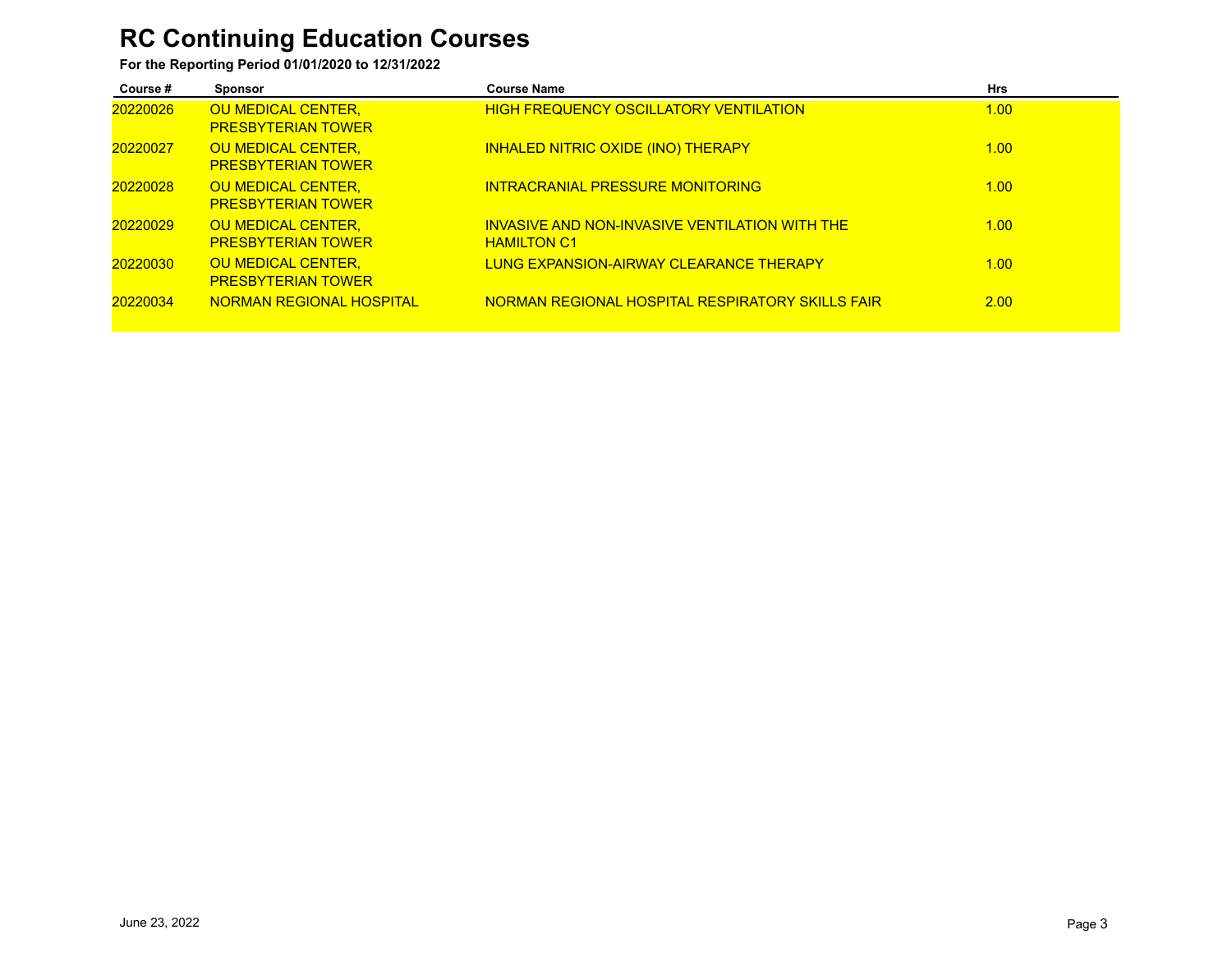# RC Continuing Education Courses

**For the Reporting Period 01/01/2020 to 12/31/2022**

| Course # | Sponsor | Course Name | Hrs |
|---|---|---|---|
| 20220026 | OU MEDICAL CENTER, PRESBYTERIAN TOWER | HIGH FREQUENCY OSCILLATORY VENTILATION | 1.00 |
| 20220027 | OU MEDICAL CENTER, PRESBYTERIAN TOWER | INHALED NITRIC OXIDE (INO) THERAPY | 1.00 |
| 20220028 | OU MEDICAL CENTER, PRESBYTERIAN TOWER | INTRACRANIAL PRESSURE MONITORING | 1.00 |
| 20220029 | OU MEDICAL CENTER, PRESBYTERIAN TOWER | INVASIVE AND NON-INVASIVE VENTILATION WITH THE HAMILTON C1 | 1.00 |
| 20220030 | OU MEDICAL CENTER, PRESBYTERIAN TOWER | LUNG EXPANSION-AIRWAY CLEARANCE THERAPY | 1.00 |
| 20220034 | NORMAN REGIONAL HOSPITAL | NORMAN REGIONAL HOSPITAL RESPIRATORY SKILLS FAIR | 2.00 |

June 23, 2022